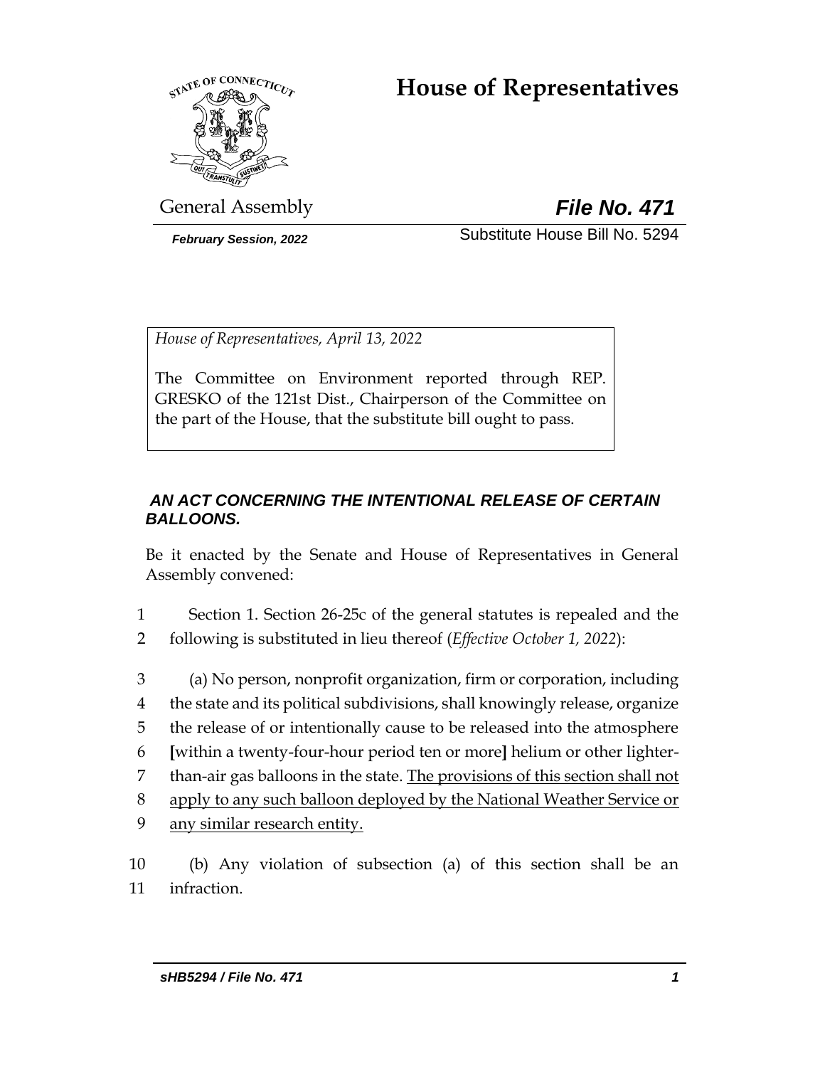# House of Representatives

General Assembly **File No. 471**

*February Session, 2022* Substitute House Bill No. 5294

*House of Representatives, April 13, 2022*

The Committee on Environment reported through REP. GRESKO of the 121st Dist., Chairperson of the Committee on the part of the House, that the substitute bill ought to pass.

***AN ACT CONCERNING THE INTENTIONAL RELEASE OF CERTAIN BALLOONS.***

Be it enacted by the Senate and House of Representatives in General Assembly convened:

1 Section 1. Section 26-25c of the general statutes is repealed and the
2 following is substituted in lieu thereof (*Effective October 1, 2022*):

3 (a) No person, nonprofit organization, firm or corporation, including
4 the state and its political subdivisions, shall knowingly release, organize
5 the release of or intentionally cause to be released into the atmosphere
6 [within a twenty-four-hour period ten or more] helium or other lighter-
7 than-air gas balloons in the state. <u>The provisions of this section shall not</u>
8 <u>apply to any such balloon deployed by the National Weather Service or</u>
9 <u>any similar research entity.</u>

10 (b) Any violation of subsection (a) of this section shall be an
11 infraction.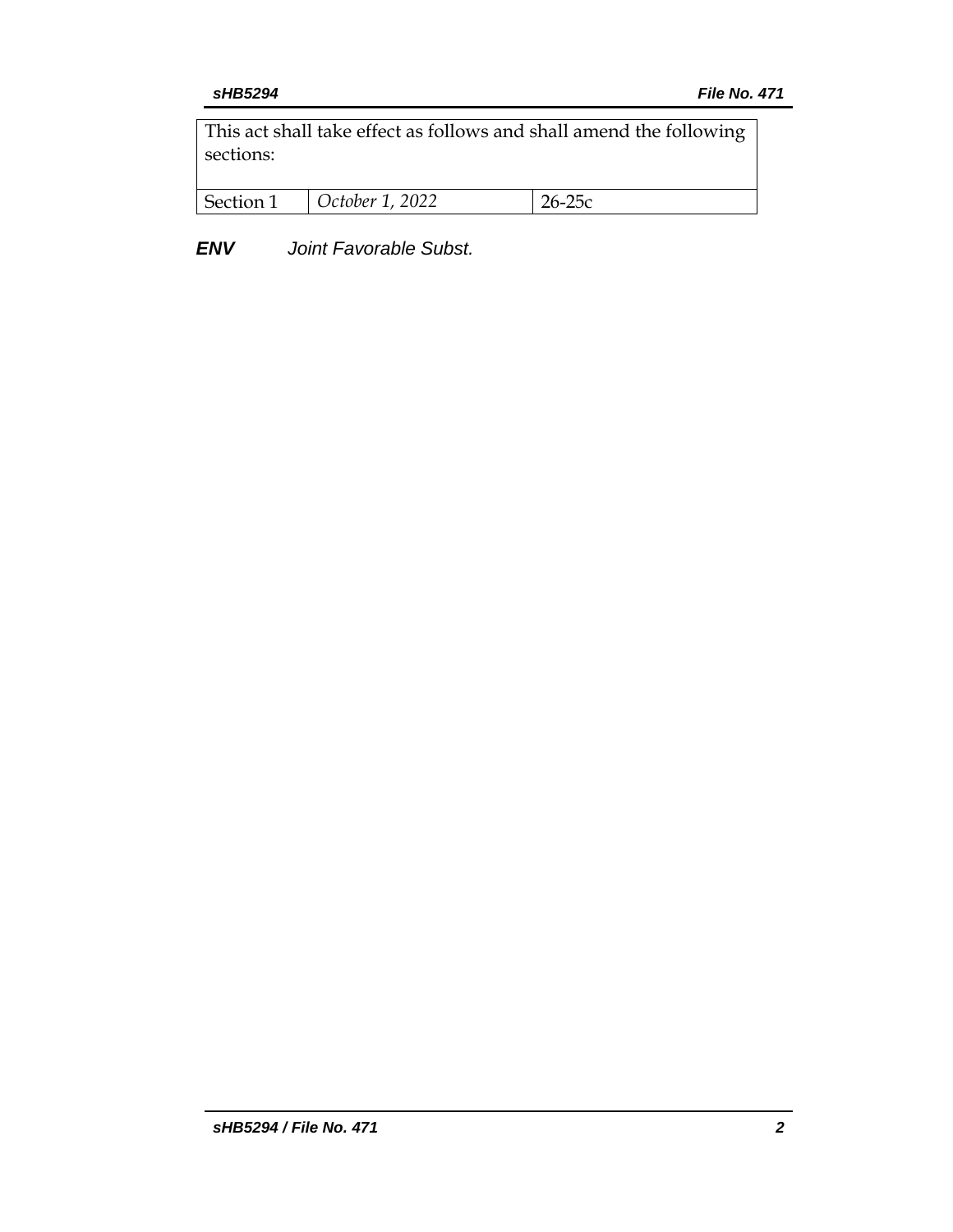| This act shall take effect as follows and shall amend the following sections: | | |
|---|---|---|
| Section 1 | *October 1, 2022* | 26-25c |

***ENV*** *Joint Favorable Subst.*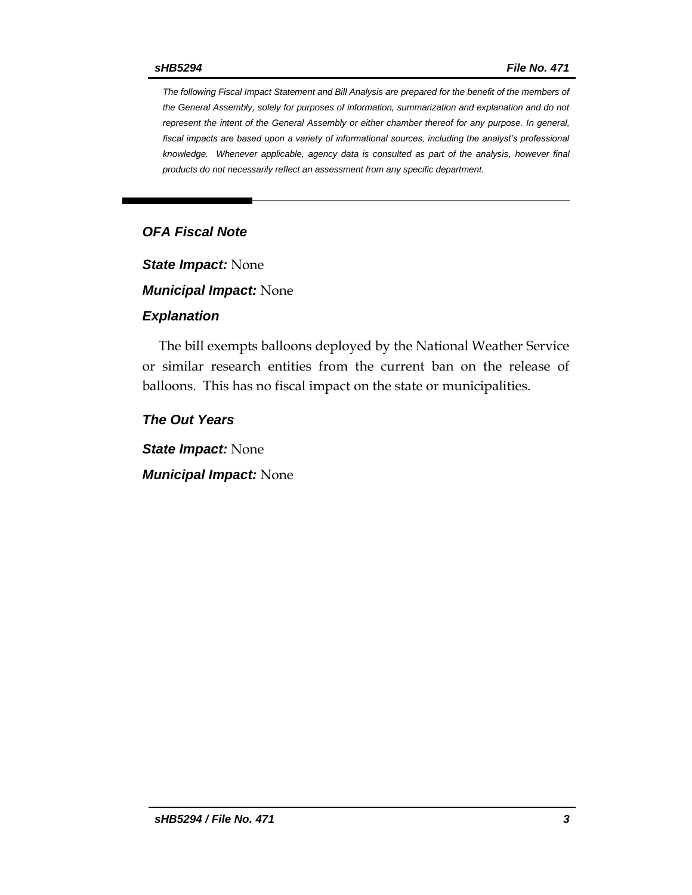*The following Fiscal Impact Statement and Bill Analysis are prepared for the benefit of the members of the General Assembly, solely for purposes of information, summarization and explanation and do not represent the intent of the General Assembly or either chamber thereof for any purpose. In general, fiscal impacts are based upon a variety of informational sources, including the analyst's professional knowledge. Whenever applicable, agency data is consulted as part of the analysis, however final products do not necessarily reflect an assessment from any specific department.*

## *OFA Fiscal Note*

***State Impact:*** None

***Municipal Impact:*** None

### *Explanation*

The bill exempts balloons deployed by the National Weather Service or similar research entities from the current ban on the release of balloons. This has no fiscal impact on the state or municipalities.

### *The Out Years*

***State Impact:*** None

***Municipal Impact:*** None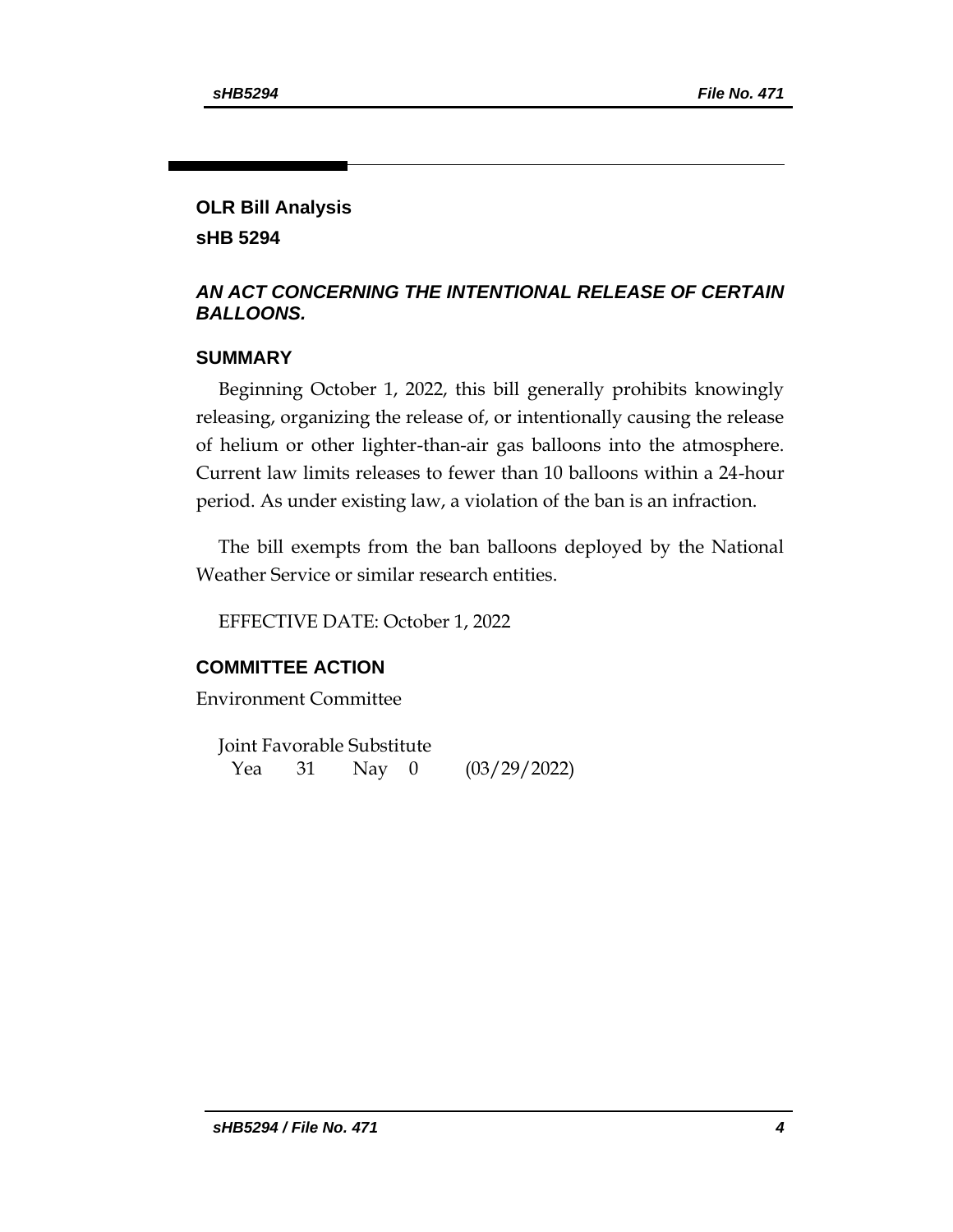## OLR Bill Analysis

## sHB 5294

### *AN ACT CONCERNING THE INTENTIONAL RELEASE OF CERTAIN BALLOONS.*

### SUMMARY

Beginning October 1, 2022, this bill generally prohibits knowingly releasing, organizing the release of, or intentionally causing the release of helium or other lighter-than-air gas balloons into the atmosphere. Current law limits releases to fewer than 10 balloons within a 24-hour period. As under existing law, a violation of the ban is an infraction.

The bill exempts from the ban balloons deployed by the National Weather Service or similar research entities.

EFFECTIVE DATE: October 1, 2022

### COMMITTEE ACTION

Environment Committee

Joint Favorable Substitute

| | | | | |
|---|---|---|---|---|
| Yea | 31 | Nay | 0 | (03/29/2022) |